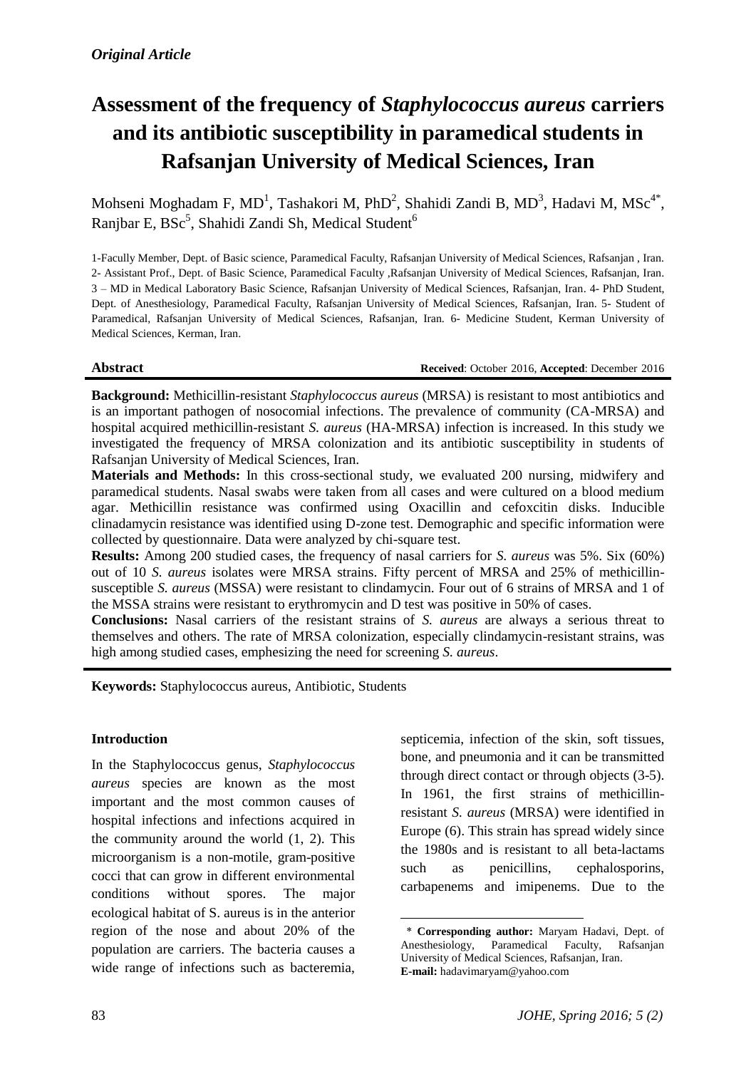*Original Article*

# Assessment of the frequency of *Staphylococcus aureus* carriers and its antibiotic susceptibility in paramedical students in Rafsanjan University of Medical Sciences, Iran

Mohseni Moghadam F, MD[1], Tashakori M, PhD[2], Shahidi Zandi B, MD[3], Hadavi M, MSc[4*], Ranjbar E, BSc[5], Shahidi Zandi Sh, Medical Student[6]

1-Faculty Member, Dept. of Basic science, Paramedical Faculty, Rafsanjan University of Medical Sciences, Rafsanjan , Iran. 2- Assistant Prof., Dept. of Basic Science, Paramedical Faculty ,Rafsanjan University of Medical Sciences, Rafsanjan, Iran. 3 – MD in Medical Laboratory Basic Science, Rafsanjan University of Medical Sciences, Rafsanjan, Iran. 4- PhD Student, Dept. of Anesthesiology, Paramedical Faculty, Rafsanjan University of Medical Sciences, Rafsanjan, Iran. 5- Student of Paramedical, Rafsanjan University of Medical Sciences, Rafsanjan, Iran. 6- Medicine Student, Kerman University of Medical Sciences, Kerman, Iran.

**Abstract** **Received**: October 2016, **Accepted**: December 2016

**Background:** Methicillin-resistant *Staphylococcus aureus* (MRSA) is resistant to most antibiotics and is an important pathogen of nosocomial infections. The prevalence of community (CA-MRSA) and hospital acquired methicillin-resistant *S. aureus* (HA-MRSA) infection is increased. In this study we investigated the frequency of MRSA colonization and its antibiotic susceptibility in students of Rafsanjan University of Medical Sciences, Iran.

**Materials and Methods:** In this cross-sectional study, we evaluated 200 nursing, midwifery and paramedical students. Nasal swabs were taken from all cases and were cultured on a blood medium agar. Methicillin resistance was confirmed using Oxacillin and cefoxcitin disks. Inducible clinadamycin resistance was identified using D-zone test. Demographic and specific information were collected by questionnaire. Data were analyzed by chi-square test.

**Results:** Among 200 studied cases, the frequency of nasal carriers for *S. aureus* was 5%. Six (60%) out of 10 *S. aureus* isolates were MRSA strains. Fifty percent of MRSA and 25% of methicillin-susceptible *S. aureus* (MSSA) were resistant to clindamycin. Four out of 6 strains of MRSA and 1 of the MSSA strains were resistant to erythromycin and D test was positive in 50% of cases.

**Conclusions:** Nasal carriers of the resistant strains of *S. aureus* are always a serious threat to themselves and others. The rate of MRSA colonization, especially clindamycin-resistant strains, was high among studied cases, emphasizing the need for screening *S. aureus*.

**Keywords:** Staphylococcus aureus, Antibiotic, Students

## Introduction

In the Staphylococcus genus, *Staphylococcus aureus* species are known as the most important and the most common causes of hospital infections and infections acquired in the community around the world (1, 2). This microorganism is a non-motile, gram-positive cocci that can grow in different environmental conditions without spores. The major ecological habitat of S. aureus is in the anterior region of the nose and about 20% of the population are carriers. The bacteria causes a wide range of infections such as bacteremia, septicemia, infection of the skin, soft tissues, bone, and pneumonia and it can be transmitted through direct contact or through objects (3-5). In 1961, the first strains of methicillin-resistant *S. aureus* (MRSA) were identified in Europe (6). This strain has spread widely since the 1980s and is resistant to all beta-lactams such as penicillins, cephalosporins, carbapenems and imipenems. Due to the

\* **Corresponding author:** Maryam Hadavi, Dept. of Anesthesiology, Paramedical Faculty, Rafsanjan University of Medical Sciences, Rafsanjan, Iran.
**E-mail:** hadavimaryam@yahoo.com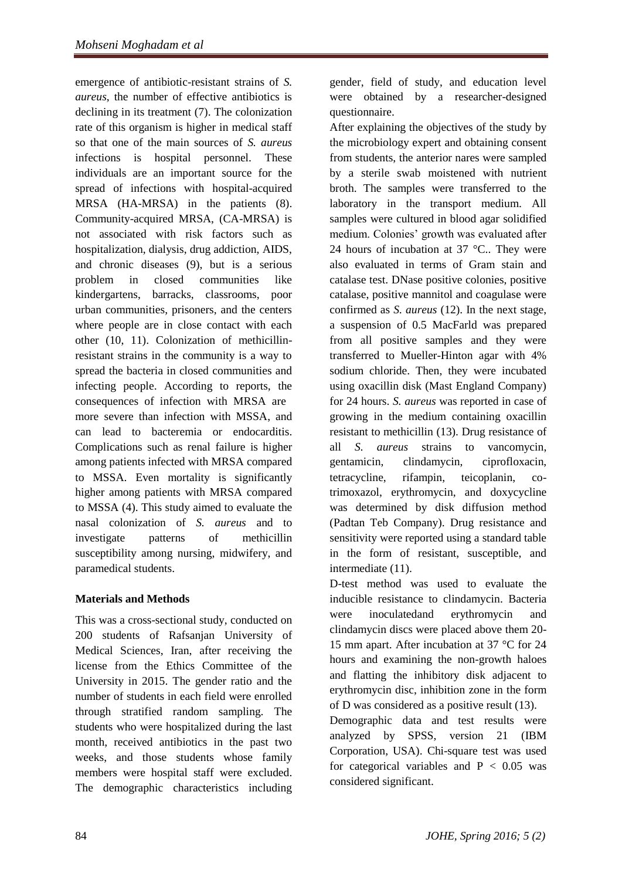emergence of antibiotic-resistant strains of *S. aureus*, the number of effective antibiotics is declining in its treatment (7). The colonization rate of this organism is higher in medical staff so that one of the main sources of *S. aureus* infections is hospital personnel. These individuals are an important source for the spread of infections with hospital-acquired MRSA (HA-MRSA) in the patients (8). Community-acquired MRSA, (CA-MRSA) is not associated with risk factors such as hospitalization, dialysis, drug addiction, AIDS, and chronic diseases (9), but is a serious problem in closed communities like kindergartens, barracks, classrooms, poor urban communities, prisoners, and the centers where people are in close contact with each other (10, 11). Colonization of methicillin-resistant strains in the community is a way to spread the bacteria in closed communities and infecting people. According to reports, the consequences of infection with MRSA are more severe than infection with MSSA, and can lead to bacteremia or endocarditis. Complications such as renal failure is higher among patients infected with MRSA compared to MSSA. Even mortality is significantly higher among patients with MRSA compared to MSSA (4). This study aimed to evaluate the nasal colonization of *S. aureus* and to investigate patterns of methicillin susceptibility among nursing, midwifery, and paramedical students.

## Materials and Methods

This was a cross-sectional study, conducted on 200 students of Rafsanjan University of Medical Sciences, Iran, after receiving the license from the Ethics Committee of the University in 2015. The gender ratio and the number of students in each field were enrolled through stratified random sampling. The students who were hospitalized during the last month, received antibiotics in the past two weeks, and those students whose family members were hospital staff were excluded. The demographic characteristics including gender, field of study, and education level were obtained by a researcher-designed questionnaire.

After explaining the objectives of the study by the microbiology expert and obtaining consent from students, the anterior nares were sampled by a sterile swab moistened with nutrient broth. The samples were transferred to the laboratory in the transport medium. All samples were cultured in blood agar solidified medium. Colonies' growth was evaluated after 24 hours of incubation at 37 °C.. They were also evaluated in terms of Gram stain and catalase test. DNase positive colonies, positive catalase, positive mannitol and coagulase were confirmed as *S. aureus* (12). In the next stage, a suspension of 0.5 MacFarld was prepared from all positive samples and they were transferred to Mueller-Hinton agar with 4% sodium chloride. Then, they were incubated using oxacillin disk (Mast England Company) for 24 hours. *S. aureus* was reported in case of growing in the medium containing oxacillin resistant to methicillin (13). Drug resistance of all *S. aureus* strains to vancomycin, gentamicin, clindamycin, ciprofloxacin, tetracycline, rifampin, teicoplanin, co-trimoxazol, erythromycin, and doxycycline was determined by disk diffusion method (Padtan Teb Company). Drug resistance and sensitivity were reported using a standard table in the form of resistant, susceptible, and intermediate (11).

D-test method was used to evaluate the inducible resistance to clindamycin. Bacteria were inoculatedand erythromycin and clindamycin discs were placed above them 20-15 mm apart. After incubation at 37 °C for 24 hours and examining the non-growth haloes and flatting the inhibitory disk adjacent to erythromycin disc, inhibition zone in the form of D was considered as a positive result (13).

Demographic data and test results were analyzed by SPSS, version 21 (IBM Corporation, USA). Chi-square test was used for categorical variables and $P < 0.05$ was considered significant.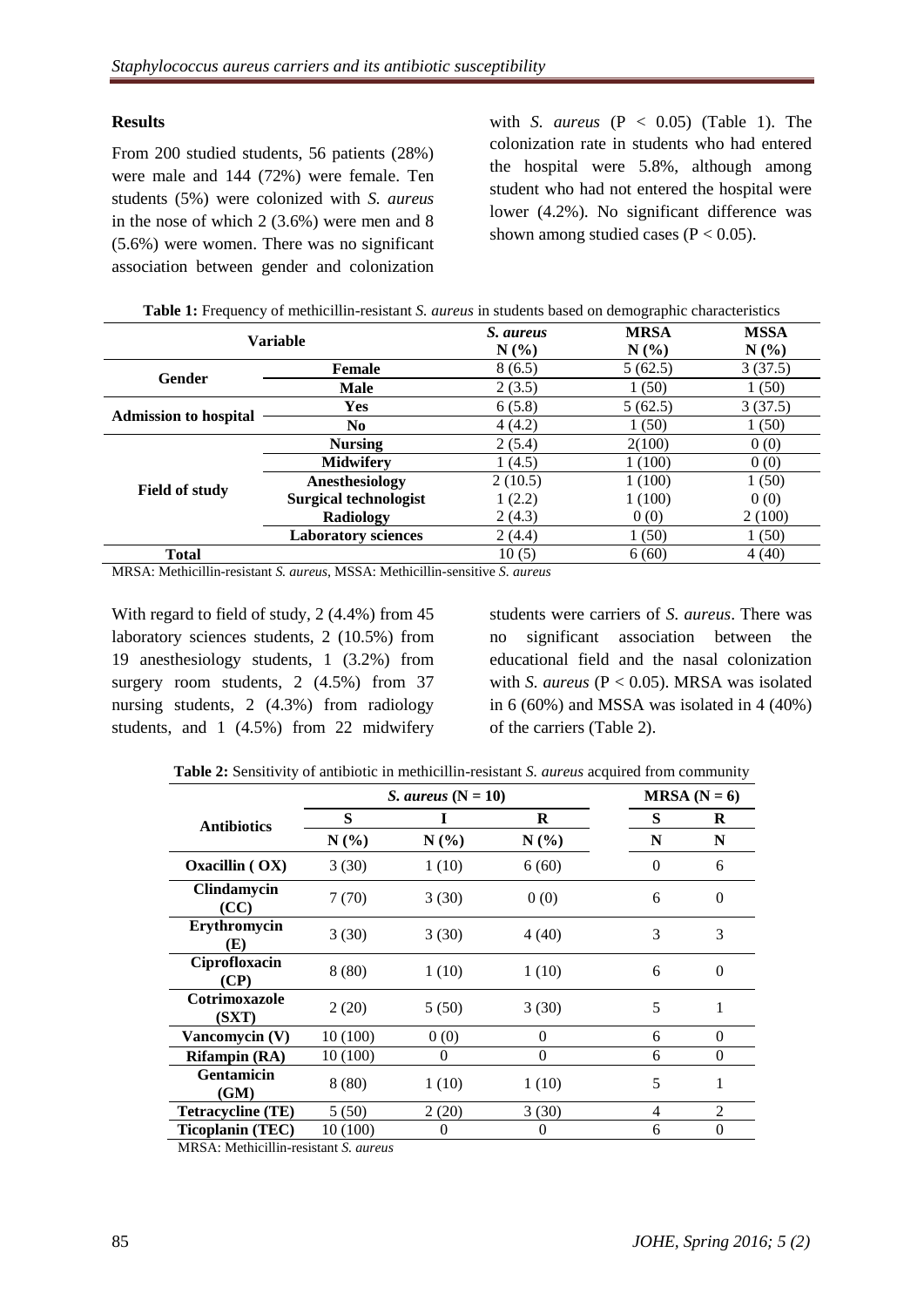## Results

From 200 studied students, 56 patients (28%) were male and 144 (72%) were female. Ten students (5%) were colonized with *S. aureus* in the nose of which 2 (3.6%) were men and 8 (5.6%) were women. There was no significant association between gender and colonization with *S. aureus* ($P < 0.05$) (Table 1). The colonization rate in students who had entered the hospital were 5.8%, although among student who had not entered the hospital were lower (4.2%). No significant difference was shown among studied cases ($P < 0.05$).

**Table 1:** Frequency of methicillin-resistant *S. aureus* in students based on demographic characteristics

| Variable | | *S. aureus* N (%) | MRSA N (%) | MSSA N (%) |
|---|---|---|---|---|
| **Gender** | **Female** | 8 (6.5) | 5 (62.5) | 3 (37.5) |
| | **Male** | 2 (3.5) | 1 (50) | 1 (50) |
| **Admission to hospital** | **Yes** | 6 (5.8) | 5 (62.5) | 3 (37.5) |
| | **No** | 4 (4.2) | 1 (50) | 1 (50) |
| **Field of study** | **Nursing** | 2 (5.4) | 2(100) | 0 (0) |
| | **Midwifery** | 1 (4.5) | 1 (100) | 0 (0) |
| | **Anesthesiology** | 2 (10.5) | 1 (100) | 1 (50) |
| | **Surgical technologist** | 1 (2.2) | 1 (100) | 0 (0) |
| | **Radiology** | 2 (4.3) | 0 (0) | 2 (100) |
| | **Laboratory sciences** | 2 (4.4) | 1 (50) | 1 (50) |
| **Total** | | 10 (5) | 6 (60) | 4 (40) |

MRSA: Methicillin-resistant *S. aureus*, MSSA: Methicillin-sensitive *S. aureus*

With regard to field of study, 2 (4.4%) from 45 laboratory sciences students, 2 (10.5%) from 19 anesthesiology students, 1 (3.2%) from surgery room students, 2 (4.5%) from 37 nursing students, 2 (4.3%) from radiology students, and 1 (4.5%) from 22 midwifery students were carriers of *S. aureus*. There was no significant association between the educational field and the nasal colonization with *S. aureus* ($P < 0.05$). MRSA was isolated in 6 (60%) and MSSA was isolated in 4 (40%) of the carriers (Table 2).

**Table 2:** Sensitivity of antibiotic in methicillin-resistant *S. aureus* acquired from community

| Antibiotics | *S. aureus* (N = 10) | | | MRSA (N = 6) | |
|---|---|---|---|---|---|
| | S | I | R | S | R |
| | N (%) | N (%) | N (%) | N | N |
| **Oxacillin ( OX)** | 3 (30) | 1 (10) | 6 (60) | 0 | 6 |
| **Clindamycin (CC)** | 7 (70) | 3 (30) | 0 (0) | 6 | 0 |
| **Erythromycin (E)** | 3 (30) | 3 (30) | 4 (40) | 3 | 3 |
| **Ciprofloxacin (CP)** | 8 (80) | 1 (10) | 1 (10) | 6 | 0 |
| **Cotrimoxazole (SXT)** | 2 (20) | 5 (50) | 3 (30) | 5 | 1 |
| **Vancomycin (V)** | 10 (100) | 0 (0) | 0 | 6 | 0 |
| **Rifampin (RA)** | 10 (100) | 0 | 0 | 6 | 0 |
| **Gentamicin (GM)** | 8 (80) | 1 (10) | 1 (10) | 5 | 1 |
| **Tetracycline (TE)** | 5 (50) | 2 (20) | 3 (30) | 4 | 2 |
| **Ticoplanin (TEC)** | 10 (100) | 0 | 0 | 6 | 0 |

MRSA: Methicillin-resistant *S. aureus*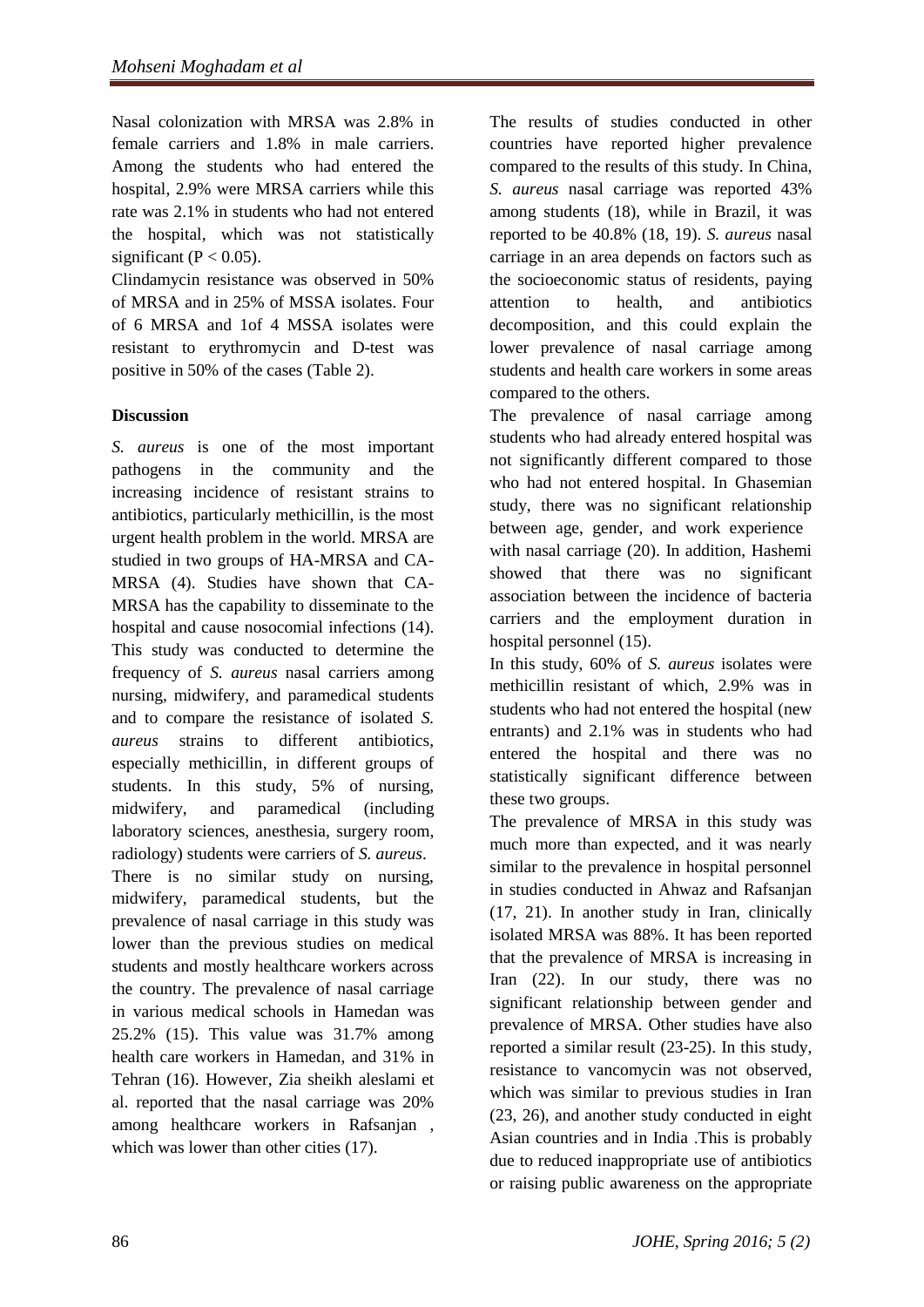Nasal colonization with MRSA was 2.8% in female carriers and 1.8% in male carriers. Among the students who had entered the hospital, 2.9% were MRSA carriers while this rate was 2.1% in students who had not entered the hospital, which was not statistically significant ($P < 0.05$).

Clindamycin resistance was observed in 50% of MRSA and in 25% of MSSA isolates. Four of 6 MRSA and 1of 4 MSSA isolates were resistant to erythromycin and D-test was positive in 50% of the cases (Table 2).

**Discussion**

*S. aureus* is one of the most important pathogens in the community and the increasing incidence of resistant strains to antibiotics, particularly methicillin, is the most urgent health problem in the world. MRSA are studied in two groups of HA-MRSA and CA-MRSA (4). Studies have shown that CA-MRSA has the capability to disseminate to the hospital and cause nosocomial infections (14). This study was conducted to determine the frequency of *S. aureus* nasal carriers among nursing, midwifery, and paramedical students and to compare the resistance of isolated *S. aureus* strains to different antibiotics, especially methicillin, in different groups of students. In this study, 5% of nursing, midwifery, and paramedical (including laboratory sciences, anesthesia, surgery room, radiology) students were carriers of *S. aureus*.

There is no similar study on nursing, midwifery, paramedical students, but the prevalence of nasal carriage in this study was lower than the previous studies on medical students and mostly healthcare workers across the country. The prevalence of nasal carriage in various medical schools in Hamedan was 25.2% (15). This value was 31.7% among health care workers in Hamedan, and 31% in Tehran (16). However, Zia sheikh aleslami et al. reported that the nasal carriage was 20% among healthcare workers in Rafsanjan , which was lower than other cities (17).

The results of studies conducted in other countries have reported higher prevalence compared to the results of this study. In China, *S. aureus* nasal carriage was reported 43% among students (18), while in Brazil, it was reported to be 40.8% (18, 19). *S. aureus* nasal carriage in an area depends on factors such as the socioeconomic status of residents, paying attention to health, and antibiotics decomposition, and this could explain the lower prevalence of nasal carriage among students and health care workers in some areas compared to the others.

The prevalence of nasal carriage among students who had already entered hospital was not significantly different compared to those who had not entered hospital. In Ghasemian study, there was no significant relationship between age, gender, and work experience with nasal carriage (20). In addition, Hashemi showed that there was no significant association between the incidence of bacteria carriers and the employment duration in hospital personnel (15).

In this study, 60% of *S. aureus* isolates were methicillin resistant of which, 2.9% was in students who had not entered the hospital (new entrants) and 2.1% was in students who had entered the hospital and there was no statistically significant difference between these two groups.

The prevalence of MRSA in this study was much more than expected, and it was nearly similar to the prevalence in hospital personnel in studies conducted in Ahwaz and Rafsanjan (17, 21). In another study in Iran, clinically isolated MRSA was 88%. It has been reported that the prevalence of MRSA is increasing in Iran (22). In our study, there was no significant relationship between gender and prevalence of MRSA. Other studies have also reported a similar result (23-25). In this study, resistance to vancomycin was not observed, which was similar to previous studies in Iran (23, 26), and another study conducted in eight Asian countries and in India .This is probably due to reduced inappropriate use of antibiotics or raising public awareness on the appropriate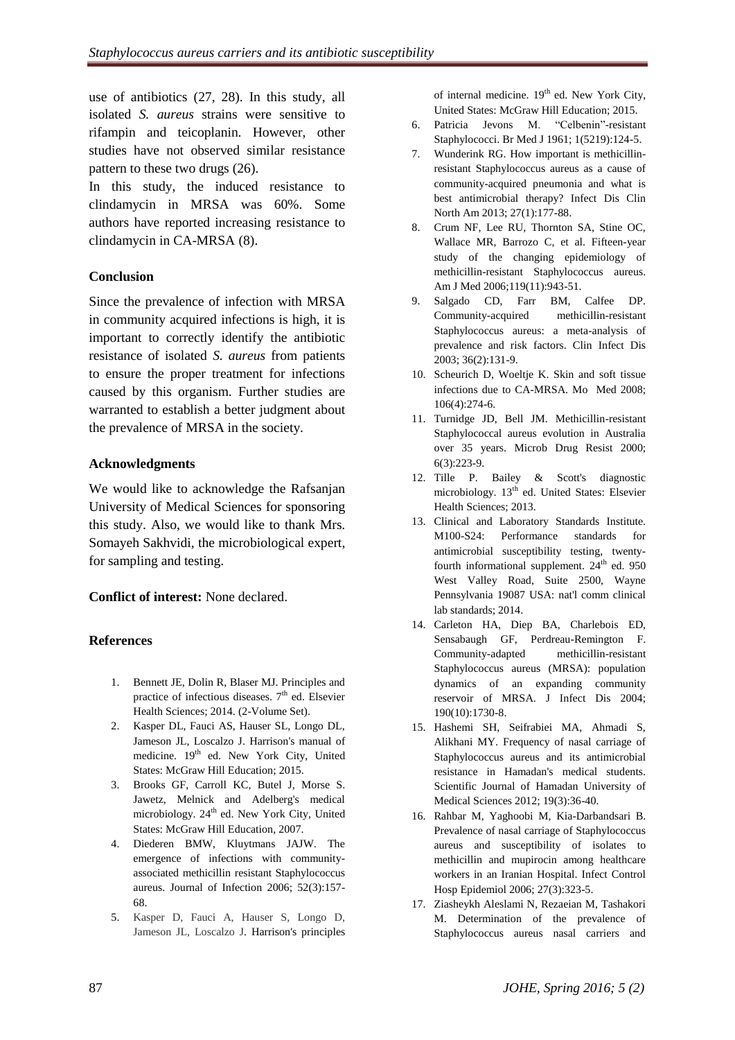use of antibiotics (27, 28). In this study, all isolated *S. aureus* strains were sensitive to rifampin and teicoplanin. However, other studies have not observed similar resistance pattern to these two drugs (26).

In this study, the induced resistance to clindamycin in MRSA was 60%. Some authors have reported increasing resistance to clindamycin in CA-MRSA (8).

## Conclusion

Since the prevalence of infection with MRSA in community acquired infections is high, it is important to correctly identify the antibiotic resistance of isolated *S. aureus* from patients to ensure the proper treatment for infections caused by this organism. Further studies are warranted to establish a better judgment about the prevalence of MRSA in the society.

## Acknowledgments

We would like to acknowledge the Rafsanjan University of Medical Sciences for sponsoring this study. Also, we would like to thank Mrs. Somayeh Sakhvidi, the microbiological expert, for sampling and testing.

**Conflict of interest:** None declared.

## References

1. Bennett JE, Dolin R, Blaser MJ. Principles and practice of infectious diseases. 7th ed. Elsevier Health Sciences; 2014. (2-Volume Set).
2. Kasper DL, Fauci AS, Hauser SL, Longo DL, Jameson JL, Loscalzo J. Harrison's manual of medicine. 19th ed. New York City, United States: McGraw Hill Education; 2015.
3. Brooks GF, Carroll KC, Butel J, Morse S. Jawetz, Melnick and Adelberg's medical microbiology. 24th ed. New York City, United States: McGraw Hill Education, 2007.
4. Diederen BMW, Kluytmans JAJW. The emergence of infections with community-associated methicillin resistant Staphylococcus aureus. Journal of Infection 2006; 52(3):157-68.
5. Kasper D, Fauci A, Hauser S, Longo D, Jameson JL, Loscalzo J. Harrison's principles of internal medicine. 19th ed. New York City, United States: McGraw Hill Education; 2015.
6. Patricia Jevons M. "Celbenin"-resistant Staphylococci. Br Med J 1961; 1(5219):124-5.
7. Wunderink RG. How important is methicillin-resistant Staphylococcus aureus as a cause of community-acquired pneumonia and what is best antimicrobial therapy? Infect Dis Clin North Am 2013; 27(1):177-88.
8. Crum NF, Lee RU, Thornton SA, Stine OC, Wallace MR, Barrozo C, et al. Fifteen-year study of the changing epidemiology of methicillin-resistant Staphylococcus aureus. Am J Med 2006;119(11):943-51.
9. Salgado CD, Farr BM, Calfee DP. Community-acquired methicillin-resistant Staphylococcus aureus: a meta-analysis of prevalence and risk factors. Clin Infect Dis 2003; 36(2):131-9.
10. Scheurich D, Woeltje K. Skin and soft tissue infections due to CA-MRSA. Mo Med 2008; 106(4):274-6.
11. Turnidge JD, Bell JM. Methicillin-resistant Staphylococcal aureus evolution in Australia over 35 years. Microb Drug Resist 2000; 6(3):223-9.
12. Tille P. Bailey & Scott's diagnostic microbiology. 13th ed. United States: Elsevier Health Sciences; 2013.
13. Clinical and Laboratory Standards Institute. M100-S24: Performance standards for antimicrobial susceptibility testing, twenty-fourth informational supplement. 24th ed. 950 West Valley Road, Suite 2500, Wayne Pennsylvania 19087 USA: nat'l comm clinical lab standards; 2014.
14. Carleton HA, Diep BA, Charlebois ED, Sensabaugh GF, Perdreau-Remington F. Community-adapted methicillin-resistant Staphylococcus aureus (MRSA): population dynamics of an expanding community reservoir of MRSA. J Infect Dis 2004; 190(10):1730-8.
15. Hashemi SH, Seifrabiei MA, Ahmadi S, Alikhani MY. Frequency of nasal carriage of Staphylococcus aureus and its antimicrobial resistance in Hamadan's medical students. Scientific Journal of Hamadan University of Medical Sciences 2012; 19(3):36-40.
16. Rahbar M, Yaghoobi M, Kia-Darbandsari B. Prevalence of nasal carriage of Staphylococcus aureus and susceptibility of isolates to methicillin and mupirocin among healthcare workers in an Iranian Hospital. Infect Control Hosp Epidemiol 2006; 27(3):323-5.
17. Ziasheykh Aleslami N, Rezaeian M, Tashakori M. Determination of the prevalence of Staphylococcus aureus nasal carriers and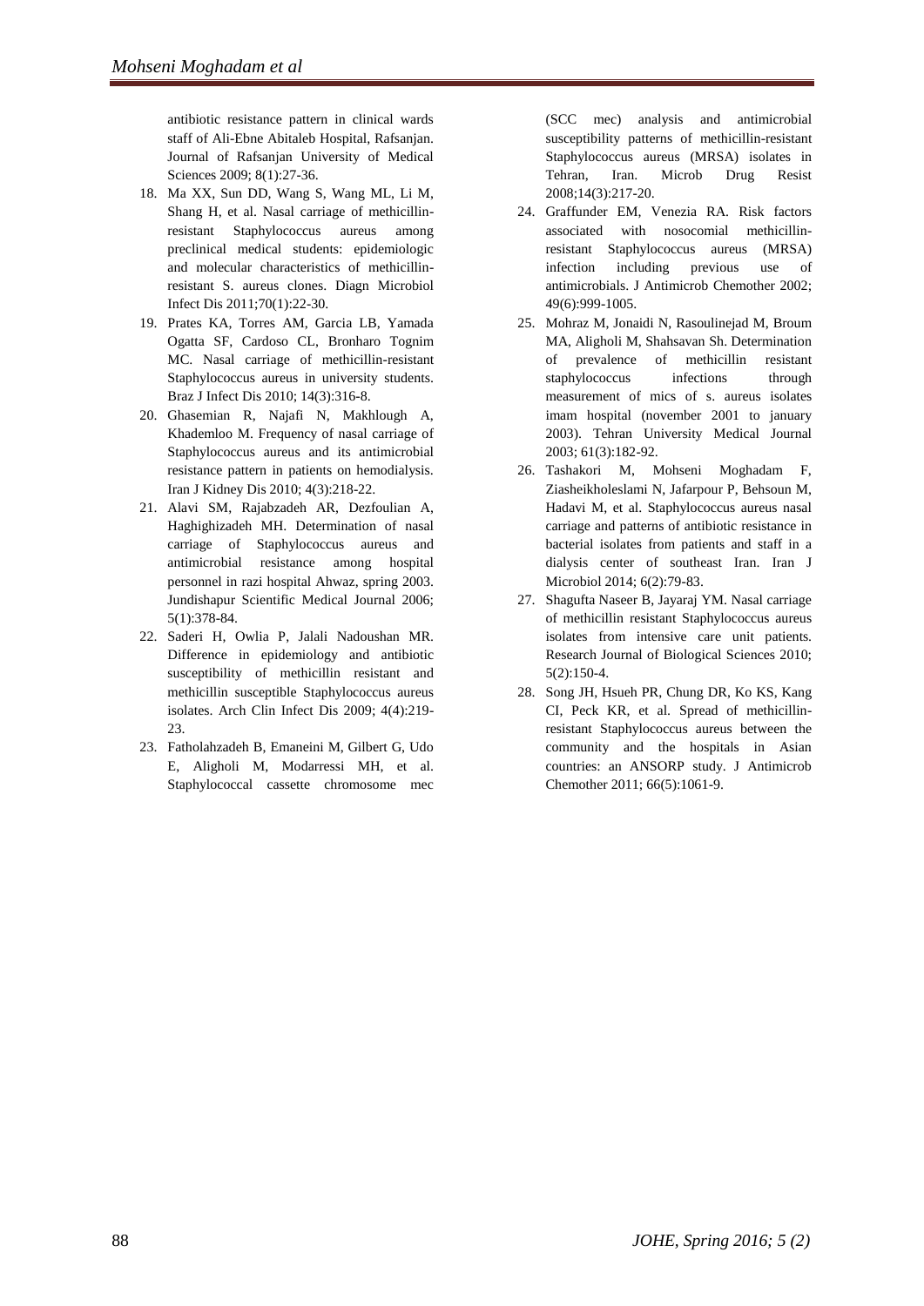antibiotic resistance pattern in clinical wards staff of Ali-Ebne Abitaleb Hospital, Rafsanjan. Journal of Rafsanjan University of Medical Sciences 2009; 8(1):27-36.

18. Ma XX, Sun DD, Wang S, Wang ML, Li M, Shang H, et al. Nasal carriage of methicillin-resistant Staphylococcus aureus among preclinical medical students: epidemiologic and molecular characteristics of methicillin-resistant S. aureus clones. Diagn Microbiol Infect Dis 2011;70(1):22-30.
19. Prates KA, Torres AM, Garcia LB, Yamada Ogatta SF, Cardoso CL, Bronharo Tognim MC. Nasal carriage of methicillin-resistant Staphylococcus aureus in university students. Braz J Infect Dis 2010; 14(3):316-8.
20. Ghasemian R, Najafi N, Makhlough A, Khademloo M. Frequency of nasal carriage of Staphylococcus aureus and its antimicrobial resistance pattern in patients on hemodialysis. Iran J Kidney Dis 2010; 4(3):218-22.
21. Alavi SM, Rajabzadeh AR, Dezfoulian A, Haghighizadeh MH. Determination of nasal carriage of Staphylococcus aureus and antimicrobial resistance among hospital personnel in razi hospital Ahwaz, spring 2003. Jundishapur Scientific Medical Journal 2006; 5(1):378-84.
22. Saderi H, Owlia P, Jalali Nadoushan MR. Difference in epidemiology and antibiotic susceptibility of methicillin resistant and methicillin susceptible Staphylococcus aureus isolates. Arch Clin Infect Dis 2009; 4(4):219-23.
23. Fatholahzadeh B, Emaneini M, Gilbert G, Udo E, Aligholi M, Modarressi MH, et al. Staphylococcal cassette chromosome mec (SCC mec) analysis and antimicrobial susceptibility patterns of methicillin-resistant Staphylococcus aureus (MRSA) isolates in Tehran, Iran. Microb Drug Resist 2008;14(3):217-20.
24. Graffunder EM, Venezia RA. Risk factors associated with nosocomial methicillin-resistant Staphylococcus aureus (MRSA) infection including previous use of antimicrobials. J Antimicrob Chemother 2002; 49(6):999-1005.
25. Mohraz M, Jonaidi N, Rasoulinejad M, Broum MA, Aligholi M, Shahsavan Sh. Determination of prevalence of methicillin resistant staphylococcus infections through measurement of mics of s. aureus isolates imam hospital (november 2001 to january 2003). Tehran University Medical Journal 2003; 61(3):182-92.
26. Tashakori M, Mohseni Moghadam F, Ziasheikholeslami N, Jafarpour P, Behsoun M, Hadavi M, et al. Staphylococcus aureus nasal carriage and patterns of antibiotic resistance in bacterial isolates from patients and staff in a dialysis center of southeast Iran. Iran J Microbiol 2014; 6(2):79-83.
27. Shagufta Naseer B, Jayaraj YM. Nasal carriage of methicillin resistant Staphylococcus aureus isolates from intensive care unit patients. Research Journal of Biological Sciences 2010; 5(2):150-4.
28. Song JH, Hsueh PR, Chung DR, Ko KS, Kang CI, Peck KR, et al. Spread of methicillin-resistant Staphylococcus aureus between the community and the hospitals in Asian countries: an ANSORP study. J Antimicrob Chemother 2011; 66(5):1061-9.